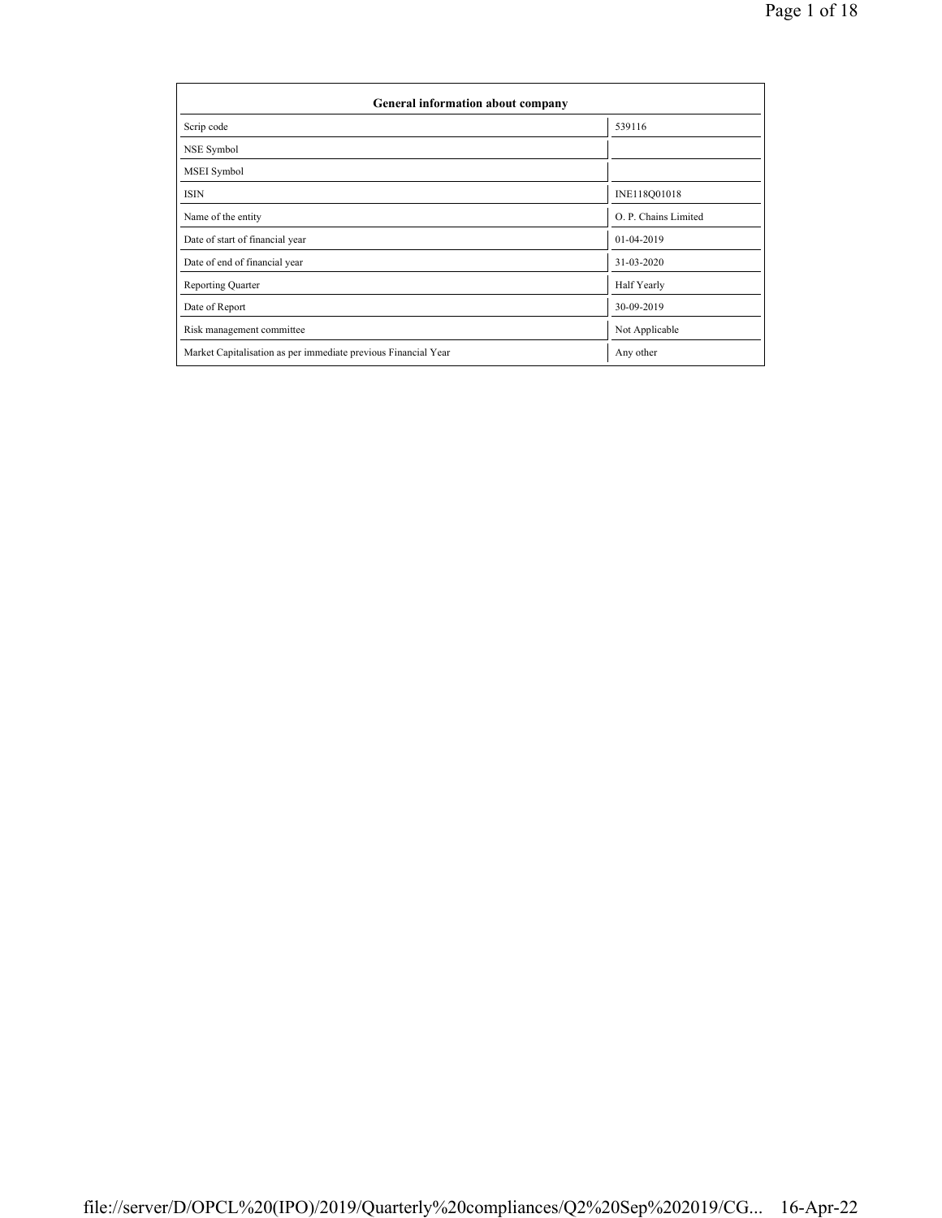| General information about company | |
|---|---|
| Scrip code | 539116 |
| NSE Symbol | |
| MSEI Symbol | |
| ISIN | INE118Q01018 |
| Name of the entity | O. P. Chains Limited |
| Date of start of financial year | 01-04-2019 |
| Date of end of financial year | 31-03-2020 |
| Reporting Quarter | Half Yearly |
| Date of Report | 30-09-2019 |
| Risk management committee | Not Applicable |
| Market Capitalisation as per immediate previous Financial Year | Any other |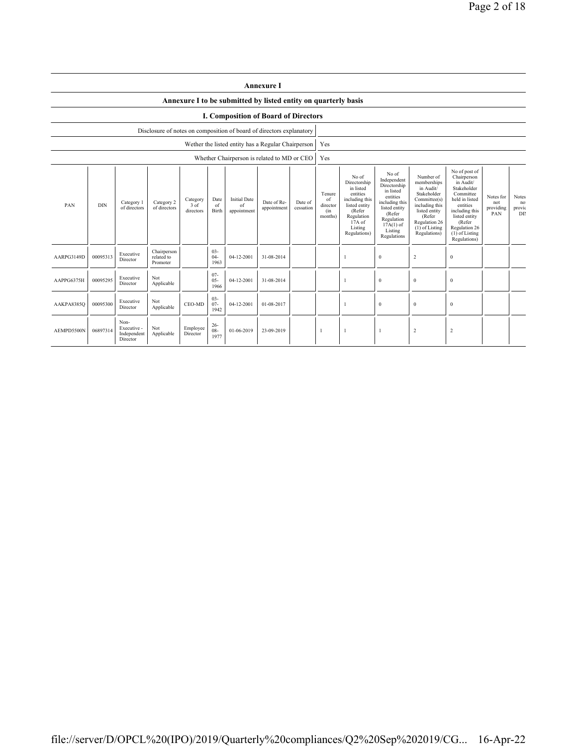## Annexure I

### Annexure I to be submitted by listed entity on quarterly basis

### I. Composition of Board of Directors

| Disclosure of notes on composition of board of directors explanatory | |
|---|---|
| Wether the listed entity has a Regular Chairperson | Yes |
| Whether Chairperson is related to MD or CEO | Yes |

| PAN | DIN | Category 1 of directors | Category 2 of directors | Category 3 of directors | Date of Birth | Initial Date of appointment | Date of Re-appointment | Date of cessation | Tenure of director (in months) | No of Directorship in listed entities including this listed entity (Refer Regulation 17A of Listing Regulations) | No of Independent Directorship in listed entities including this listed entity (Refer Regulation 17A(1) of Listing Regulations | Number of memberships in Audit/ Stakeholder Committee(s) including this listed entity (Refer Regulation 26 (1) of Listing Regulations) | No of post of Chairperson in Audit/ Stakeholder Committee held in listed entities including this listed entity (Refer Regulation 26 (1) of Listing Regulations) | Notes for not providing PAN | Notes for not providing DIN |
|---|---|---|---|---|---|---|---|---|---|---|---|---|---|---|---|
| AARPG3149D | 00095313 | Executive Director | Chairperson related to Promoter | | 03-04-1963 | 04-12-2001 | 31-08-2014 | | | 1 | 0 | 2 | 0 | | |
| AAPPG6375H | 00095295 | Executive Director | Not Applicable | | 07-05-1966 | 04-12-2001 | 31-08-2014 | | | 1 | 0 | 0 | 0 | | |
| AAKPA8385Q | 00095300 | Executive Director | Not Applicable | CEO-MD | 03-07-1942 | 04-12-2001 | 01-08-2017 | | | 1 | 0 | 0 | 0 | | |
| AEMPD5500N | 06897314 | Non-Executive - Independent Director | Not Applicable | Employee Director | 26-08-1977 | 01-06-2019 | 23-09-2019 | | 1 | 1 | 1 | 2 | 2 | | |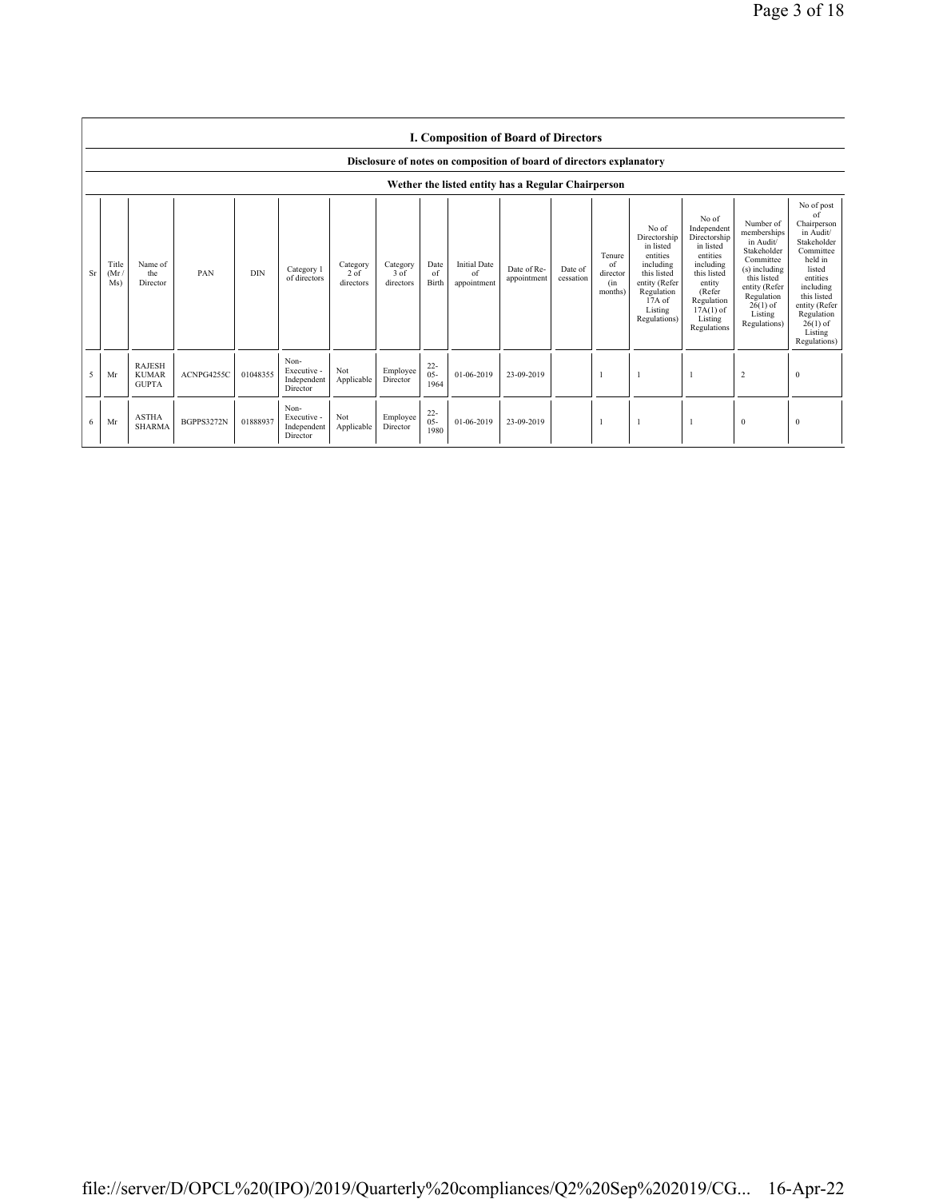## I. Composition of Board of Directors

### Disclosure of notes on composition of board of directors explanatory

### Wether the listed entity has a Regular Chairperson

| Sr | Title (Mr / Ms) | Name of the Director | PAN | DIN | Category 1 of directors | Category 2 of directors | Category 3 of directors | Date of Birth | Initial Date of appointment | Date of Re-appointment | Date of cessation | Tenure of director (in months) | No of Directorship in listed entities including this listed entity (Refer Regulation 17A of Listing Regulations) | No of Independent Directorship in listed entities including this listed entity (Refer Regulation 17A(1) of Listing Regulations | Number of memberships in Audit/ Stakeholder Committee (s) including this listed entity (Refer Regulation 26(1) of Listing Regulations) | No of post of Chairperson in Audit/ Stakeholder Committee held in listed entities including this listed entity (Refer Regulation 26(1) of Listing Regulations) |
|---|---|---|---|---|---|---|---|---|---|---|---|---|---|---|---|---|
| 5 | Mr | RAJESH KUMAR GUPTA | ACNPG4255C | 01048355 | Non-Executive - Independent Director | Not Applicable | Employee Director | 22-05-1964 | 01-06-2019 | 23-09-2019 | | 1 | 1 | 1 | 2 | 0 |
| 6 | Mr | ASTHA SHARMA | BGPPS3272N | 01888937 | Non-Executive - Independent Director | Not Applicable | Employee Director | 22-05-1980 | 01-06-2019 | 23-09-2019 | | 1 | 1 | 1 | 0 | 0 |

file://server/D/OPCL%20(IPO)/2019/Quarterly%20compliances/Q2%20Sep%202019/CG... 16-Apr-22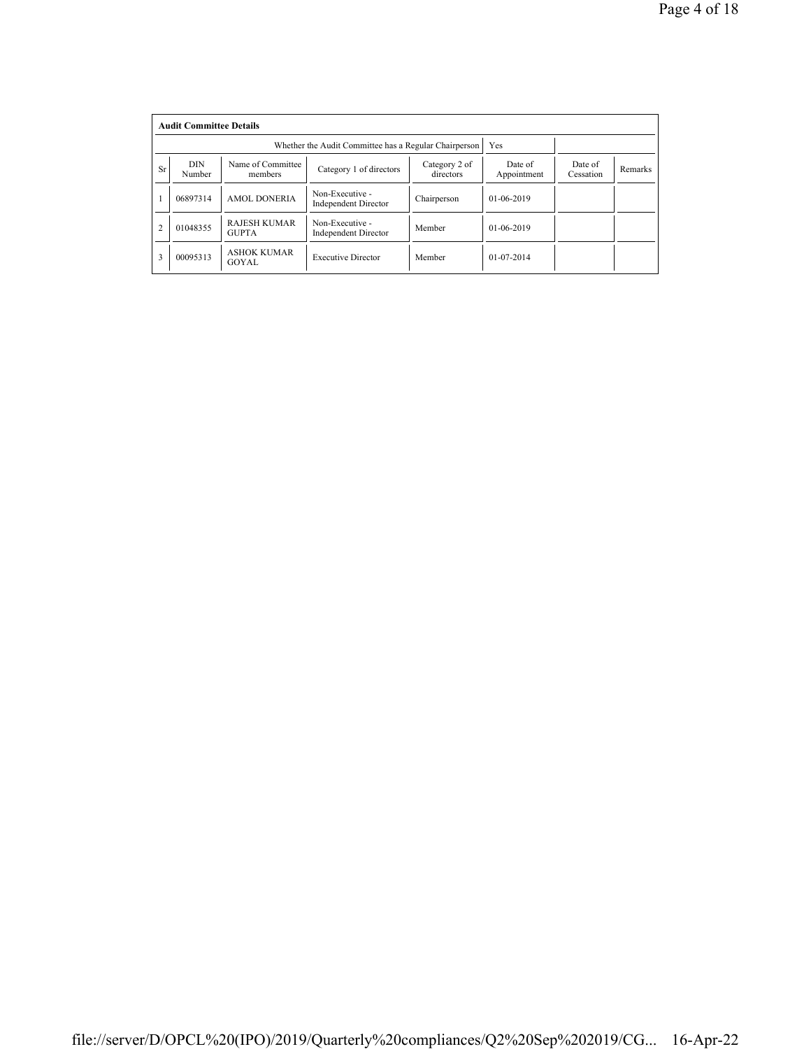**Audit Committee Details**

| Whether the Audit Committee has a Regular Chairperson | | | | | Yes | | |
|---|---|---|---|---|---|---|---|
| Sr | DIN Number | Name of Committee members | Category 1 of directors | Category 2 of directors | Date of Appointment | Date of Cessation | Remarks |
| 1 | 06897314 | AMOL DONERIA | Non-Executive - Independent Director | Chairperson | 01-06-2019 | | |
| 2 | 01048355 | RAJESH KUMAR GUPTA | Non-Executive - Independent Director | Member | 01-06-2019 | | |
| 3 | 00095313 | ASHOK KUMAR GOYAL | Executive Director | Member | 01-07-2014 | | |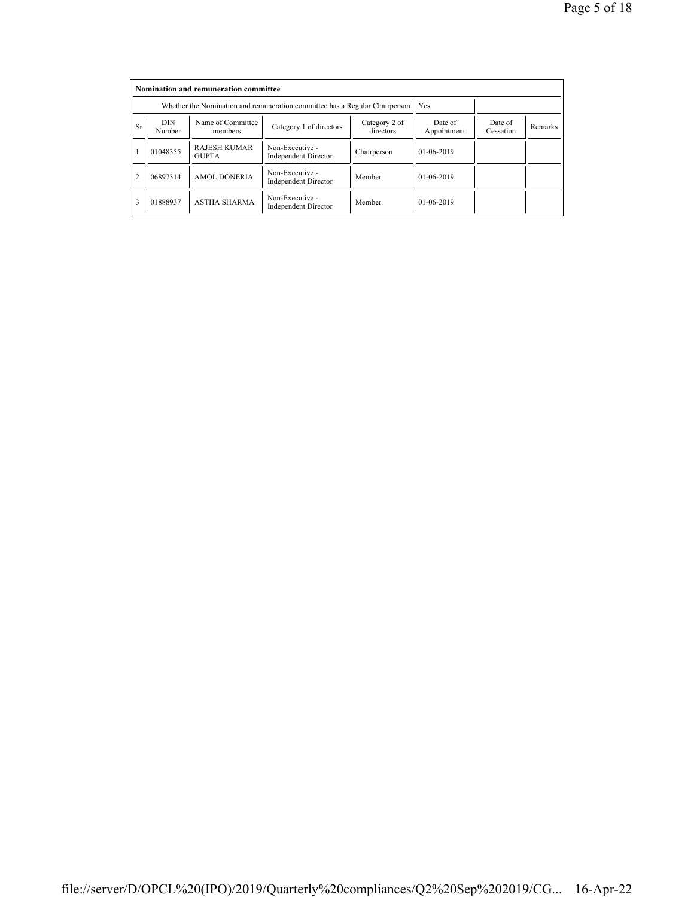**Nomination and remuneration committee**

| Whether the Nomination and remuneration committee has a Regular Chairperson | | | | | Yes | | |
|---|---|---|---|---|---|---|---|
| Sr | DIN Number | Name of Committee members | Category 1 of directors | Category 2 of directors | Date of Appointment | Date of Cessation | Remarks |
| 1 | 01048355 | RAJESH KUMAR GUPTA | Non-Executive - Independent Director | Chairperson | 01-06-2019 | | |
| 2 | 06897314 | AMOL DONERIA | Non-Executive - Independent Director | Member | 01-06-2019 | | |
| 3 | 01888937 | ASTHA SHARMA | Non-Executive - Independent Director | Member | 01-06-2019 | | |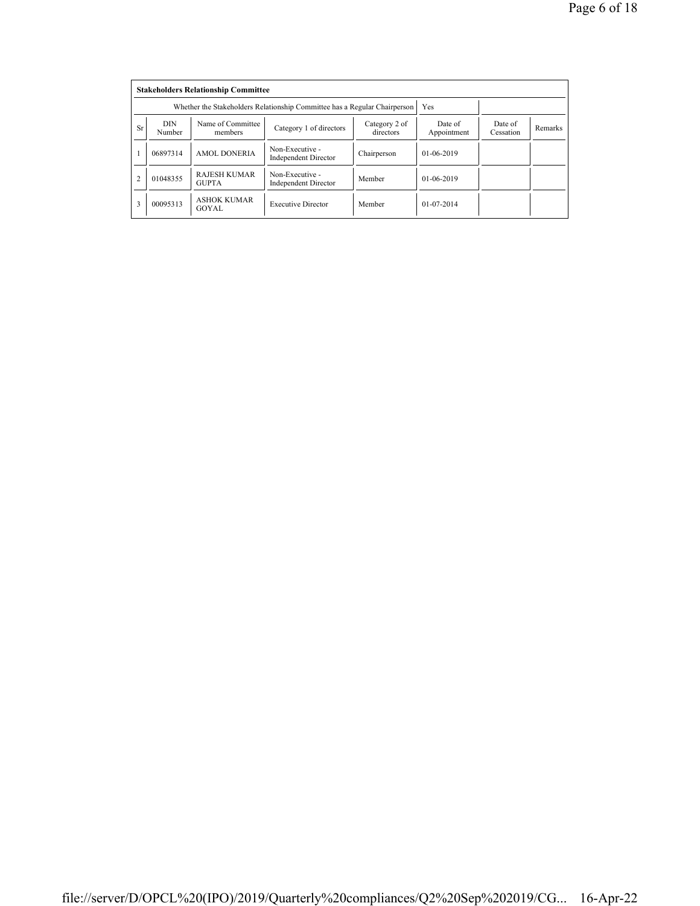**Stakeholders Relationship Committee**

| Whether the Stakeholders Relationship Committee has a Regular Chairperson | Yes |
|---|---|

| Sr | DIN Number | Name of Committee members | Category 1 of directors | Category 2 of directors | Date of Appointment | Date of Cessation | Remarks |
|---|---|---|---|---|---|---|---|
| 1 | 06897314 | AMOL DONERIA | Non-Executive - Independent Director | Chairperson | 01-06-2019 | | |
| 2 | 01048355 | RAJESH KUMAR GUPTA | Non-Executive - Independent Director | Member | 01-06-2019 | | |
| 3 | 00095313 | ASHOK KUMAR GOYAL | Executive Director | Member | 01-07-2014 | | |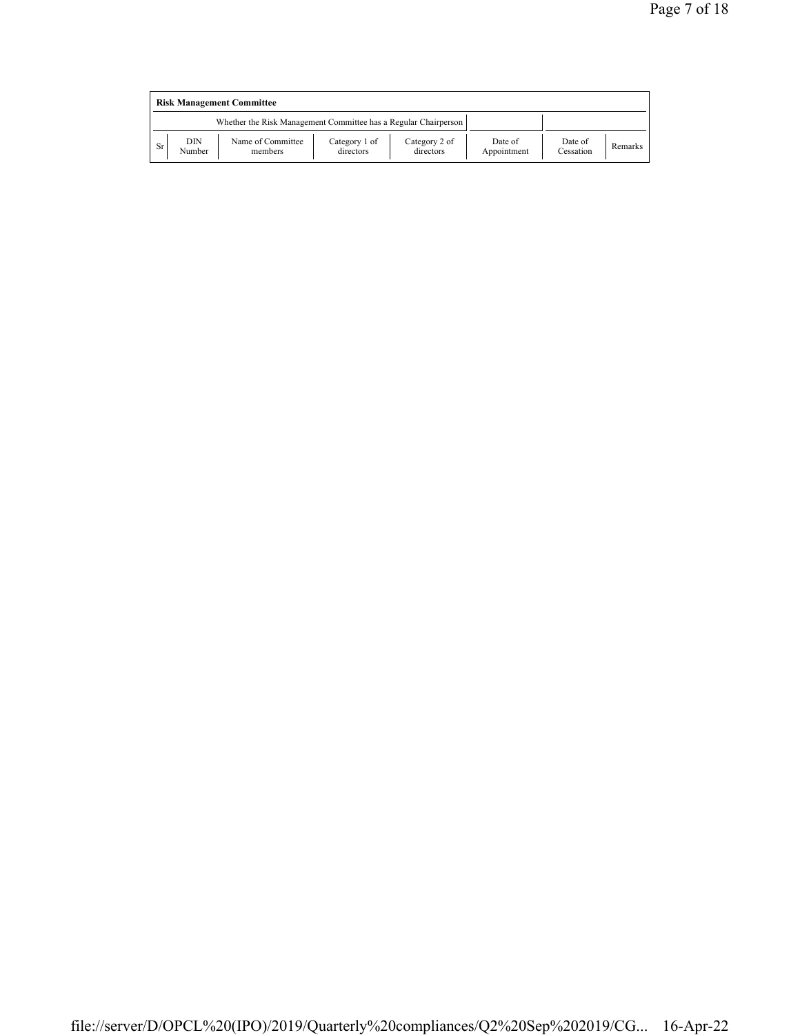| Risk Management Committee | | | | | | | |
|---|---|---|---|---|---|---|---|
| | | Whether the Risk Management Committee has a Regular Chairperson | | | | | |
| Sr | DIN Number | Name of Committee members | Category 1 of directors | Category 2 of directors | Date of Appointment | Date of Cessation | Remarks |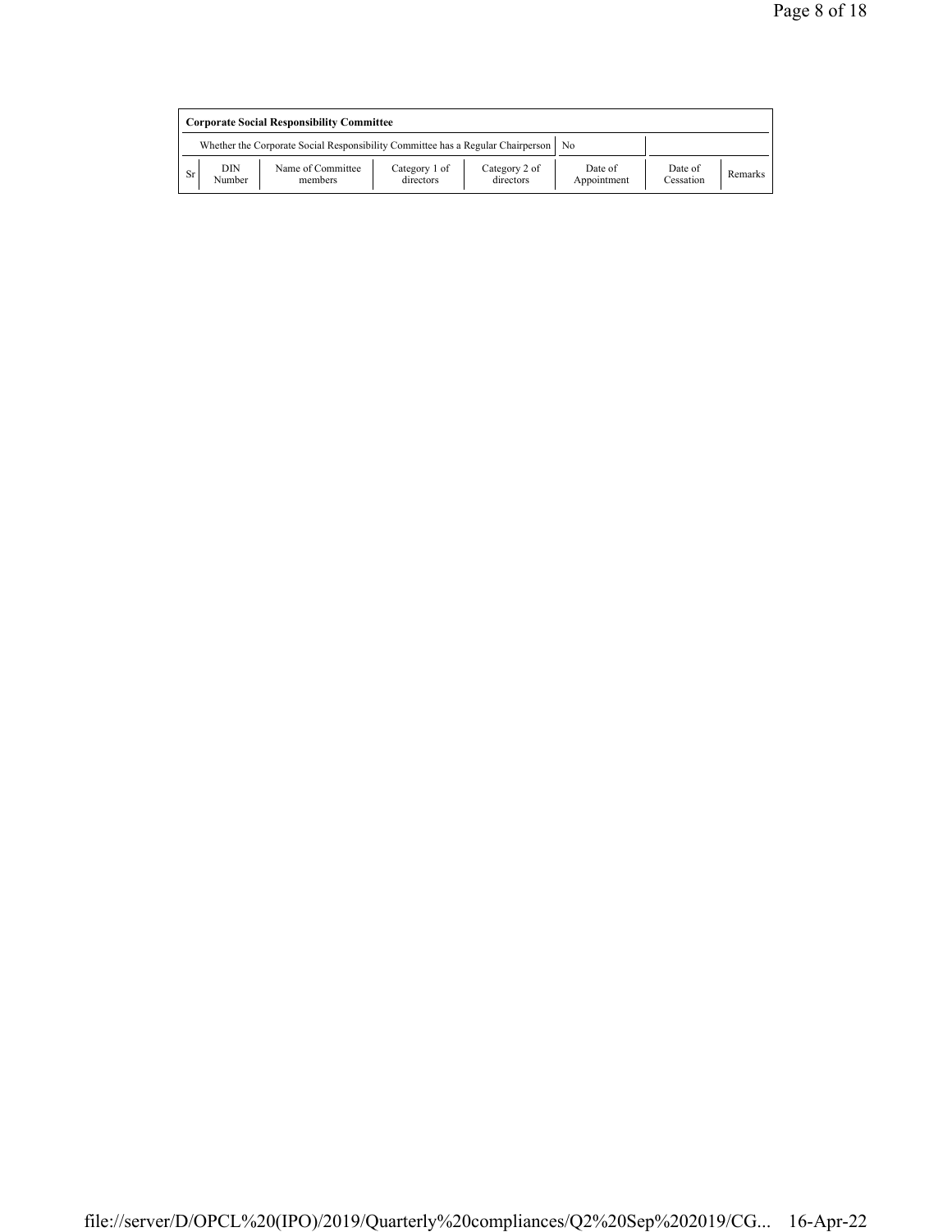| Corporate Social Responsibility Committee | | | | | | | |
|---|---|---|---|---|---|---|---|
| Whether the Corporate Social Responsibility Committee has a Regular Chairperson | | | | | No | | |
| Sr | DIN Number | Name of Committee members | Category 1 of directors | Category 2 of directors | Date of Appointment | Date of Cessation | Remarks |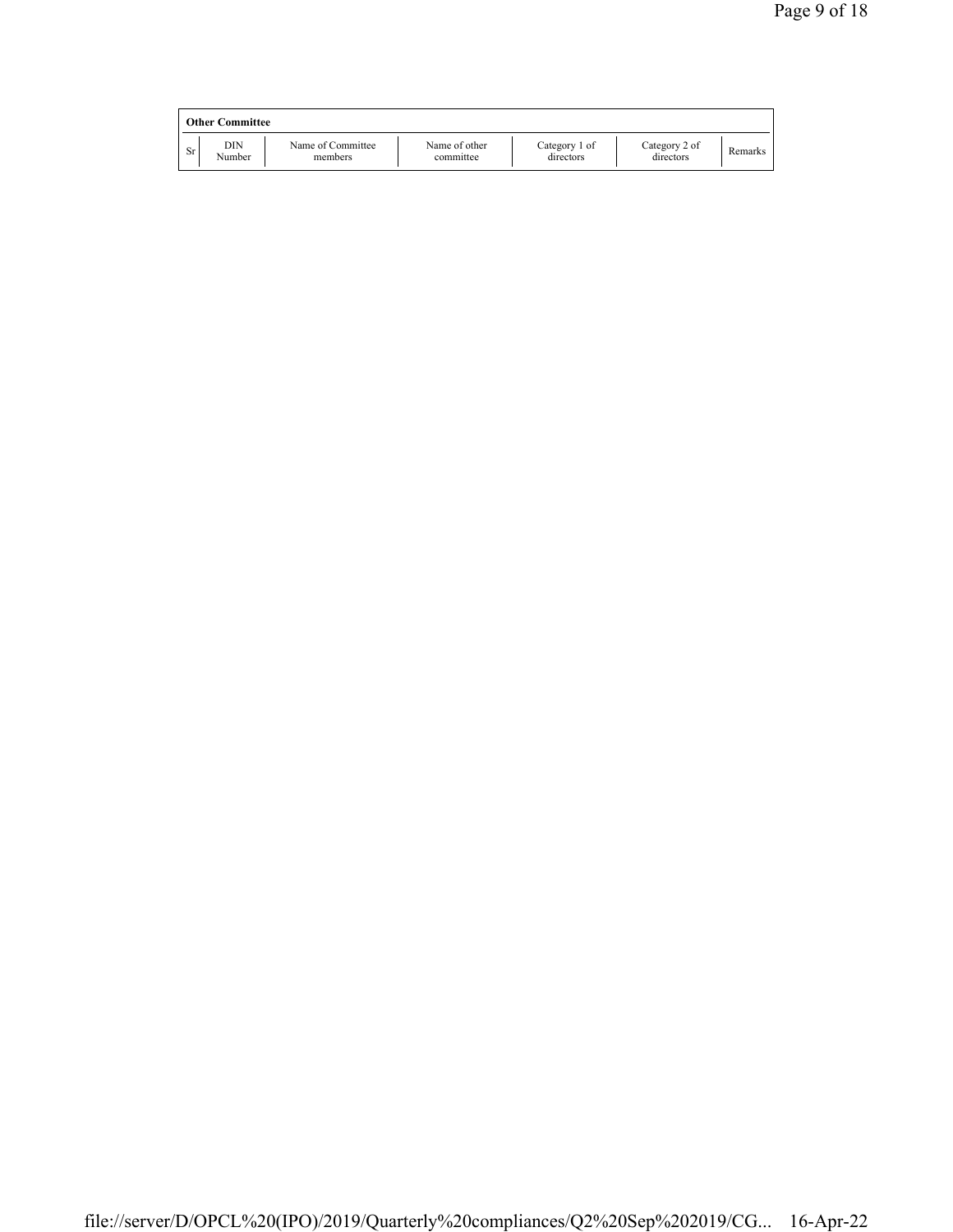| Other Committee | | | | | | |
|---|---|---|---|---|---|---|
| Sr | DIN Number | Name of Committee members | Name of other committee | Category 1 of directors | Category 2 of directors | Remarks |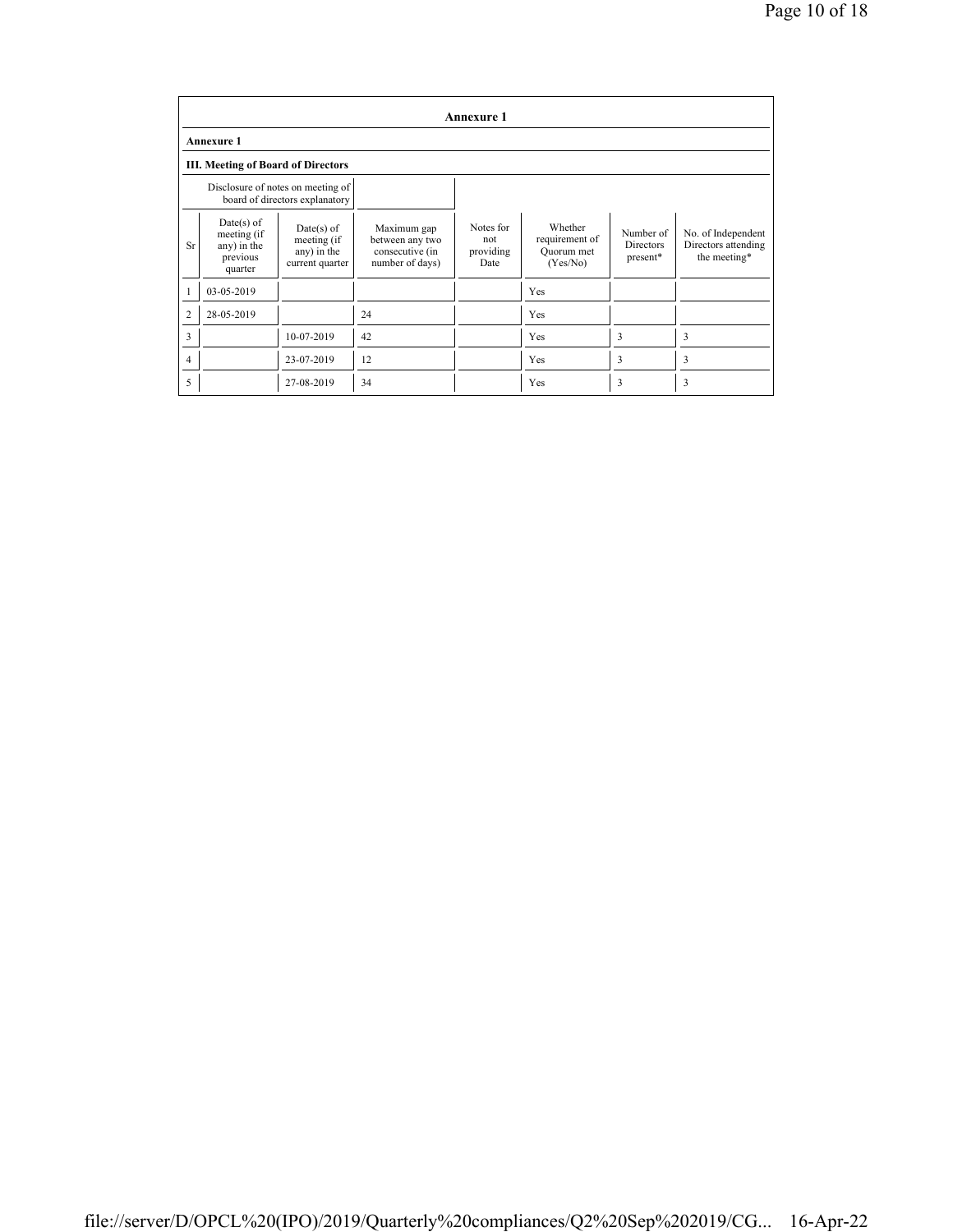## Annexure 1

**Annexure 1**

**III. Meeting of Board of Directors**

| Disclosure of notes on meeting of board of directors explanatory | | | | | | | |
|---|---|---|---|---|---|---|---|
| Sr | Date(s) of meeting (if any) in the previous quarter | Date(s) of meeting (if any) in the current quarter | Maximum gap between any two consecutive (in number of days) | Notes for not providing Date | Whether requirement of Quorum met (Yes/No) | Number of Directors present* | No. of Independent Directors attending the meeting* |
| 1 | 03-05-2019 | | | | Yes | | |
| 2 | 28-05-2019 | | 24 | | Yes | | |
| 3 | | 10-07-2019 | 42 | | Yes | 3 | 3 |
| 4 | | 23-07-2019 | 12 | | Yes | 3 | 3 |
| 5 | | 27-08-2019 | 34 | | Yes | 3 | 3 |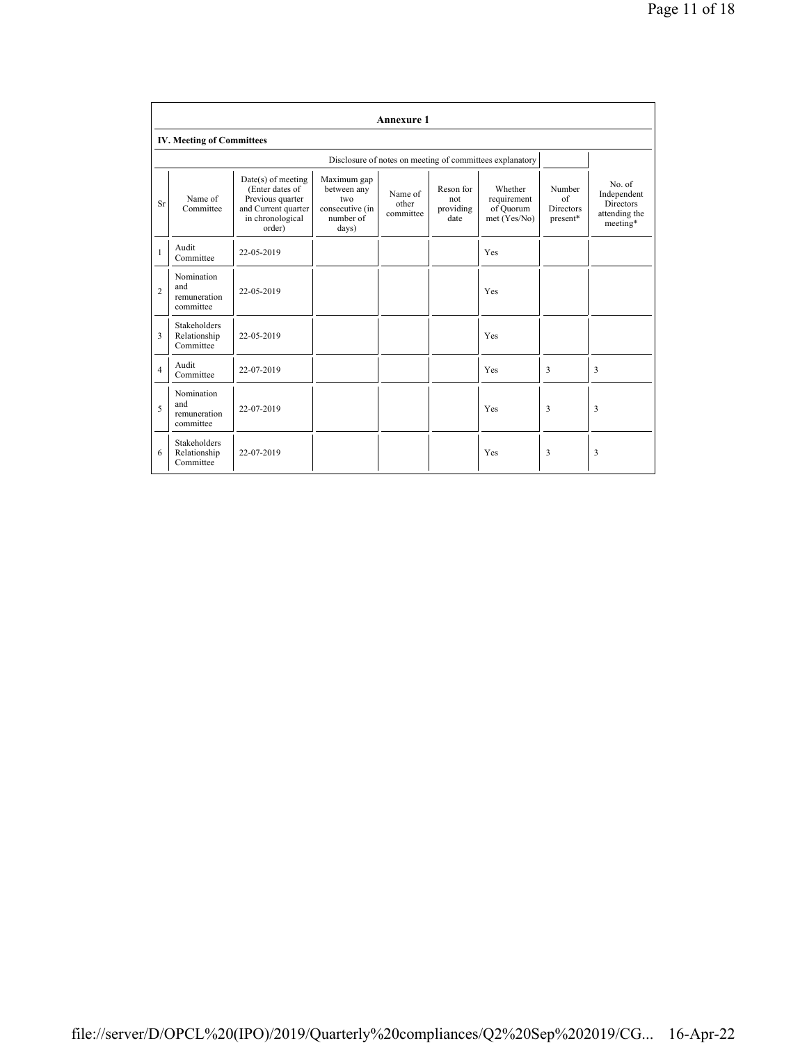## Annexure 1

### IV. Meeting of Committees

Disclosure of notes on meeting of committees explanatory

| Sr | Name of Committee | Date(s) of meeting (Enter dates of Previous quarter and Current quarter in chronological order) | Maximum gap between any two consecutive (in number of days) | Name of other committee | Reson for not providing date | Whether requirement of Quorum met (Yes/No) | Number of Directors present* | No. of Independent Directors attending the meeting* |
|---|---|---|---|---|---|---|---|---|
| 1 | Audit Committee | 22-05-2019 | | | | Yes | | |
| 2 | Nomination and remuneration committee | 22-05-2019 | | | | Yes | | |
| 3 | Stakeholders Relationship Committee | 22-05-2019 | | | | Yes | | |
| 4 | Audit Committee | 22-07-2019 | | | | Yes | 3 | 3 |
| 5 | Nomination and remuneration committee | 22-07-2019 | | | | Yes | 3 | 3 |
| 6 | Stakeholders Relationship Committee | 22-07-2019 | | | | Yes | 3 | 3 |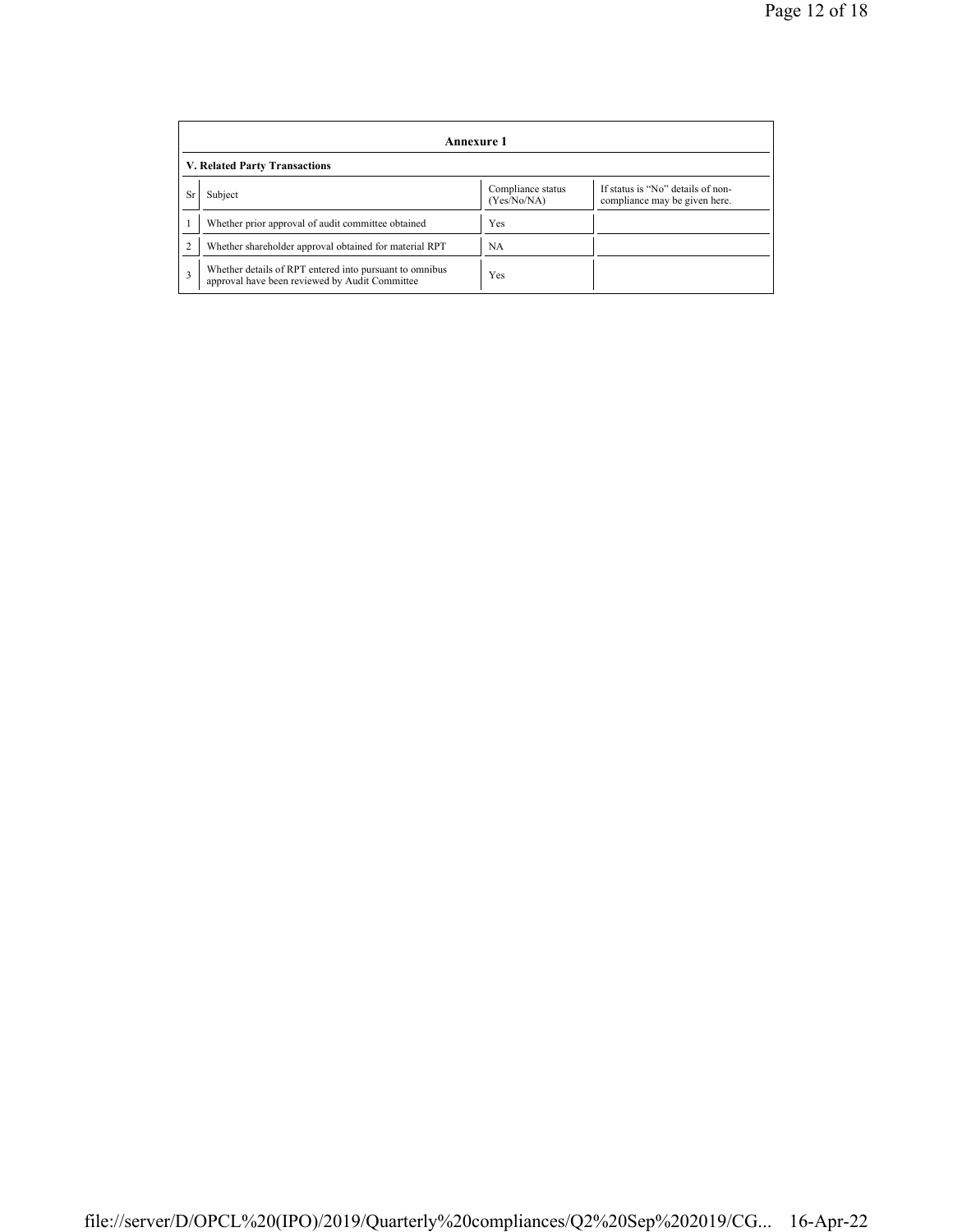## Annexure 1

### V. Related Party Transactions

| Sr | Subject | Compliance status (Yes/No/NA) | If status is "No" details of non-compliance may be given here. |
|---|---|---|---|
| 1 | Whether prior approval of audit committee obtained | Yes | |
| 2 | Whether shareholder approval obtained for material RPT | NA | |
| 3 | Whether details of RPT entered into pursuant to omnibus approval have been reviewed by Audit Committee | Yes | |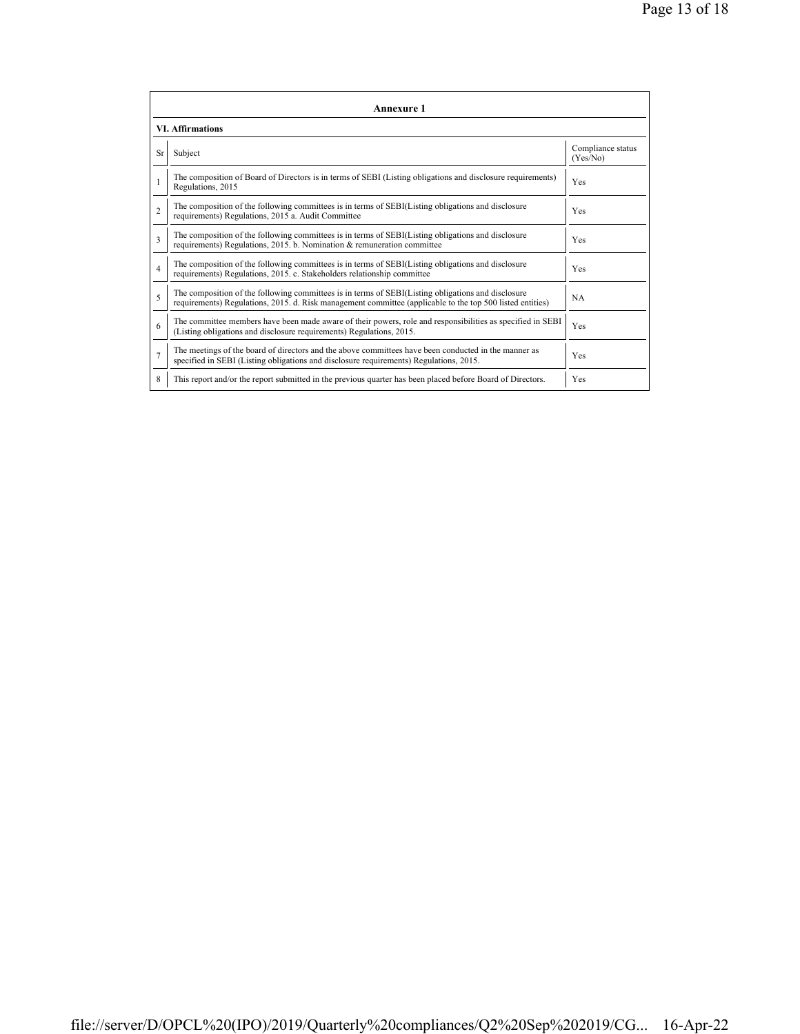## Annexure 1

### VI. Affirmations

| Sr | Subject | Compliance status (Yes/No) |
|---|---|---|
| 1 | The composition of Board of Directors is in terms of SEBI (Listing obligations and disclosure requirements) Regulations, 2015 | Yes |
| 2 | The composition of the following committees is in terms of SEBI(Listing obligations and disclosure requirements) Regulations, 2015 a. Audit Committee | Yes |
| 3 | The composition of the following committees is in terms of SEBI(Listing obligations and disclosure requirements) Regulations, 2015. b. Nomination & remuneration committee | Yes |
| 4 | The composition of the following committees is in terms of SEBI(Listing obligations and disclosure requirements) Regulations, 2015. c. Stakeholders relationship committee | Yes |
| 5 | The composition of the following committees is in terms of SEBI(Listing obligations and disclosure requirements) Regulations, 2015. d. Risk management committee (applicable to the top 500 listed entities) | NA |
| 6 | The committee members have been made aware of their powers, role and responsibilities as specified in SEBI (Listing obligations and disclosure requirements) Regulations, 2015. | Yes |
| 7 | The meetings of the board of directors and the above committees have been conducted in the manner as specified in SEBI (Listing obligations and disclosure requirements) Regulations, 2015. | Yes |
| 8 | This report and/or the report submitted in the previous quarter has been placed before Board of Directors. | Yes |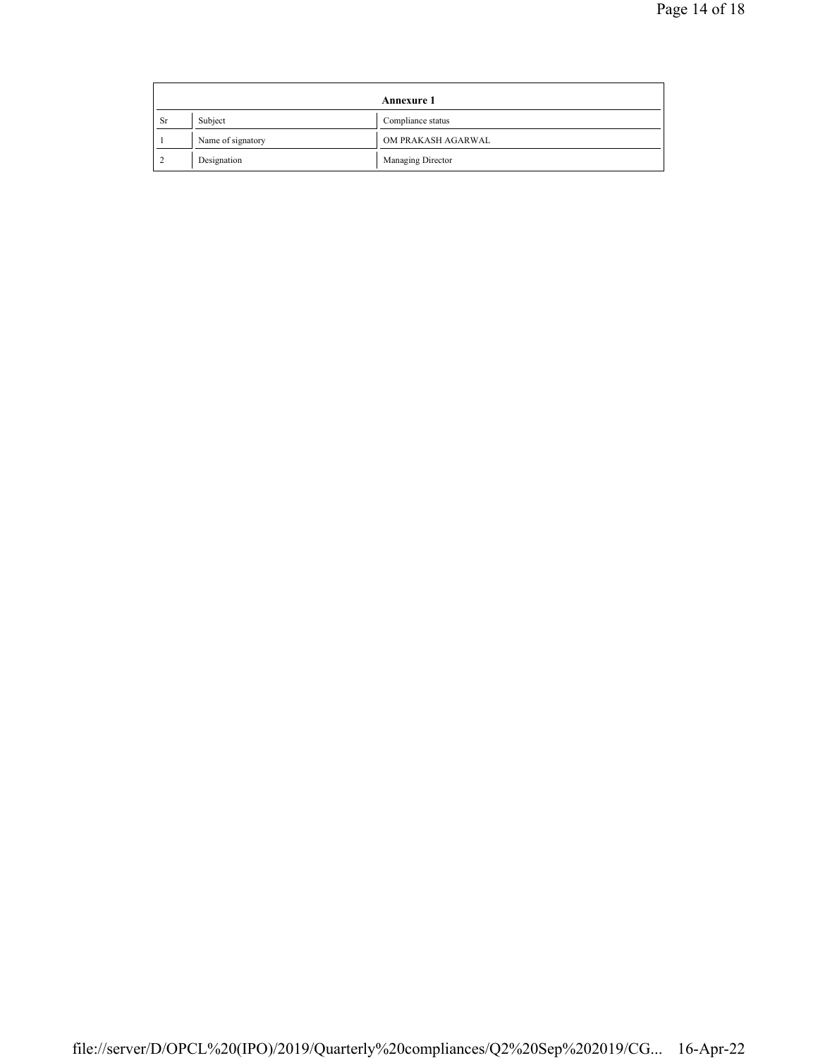| Annexure 1 | | |
|---|---|---|
| Sr | Subject | Compliance status |
| 1 | Name of signatory | OM PRAKASH AGARWAL |
| 2 | Designation | Managing Director |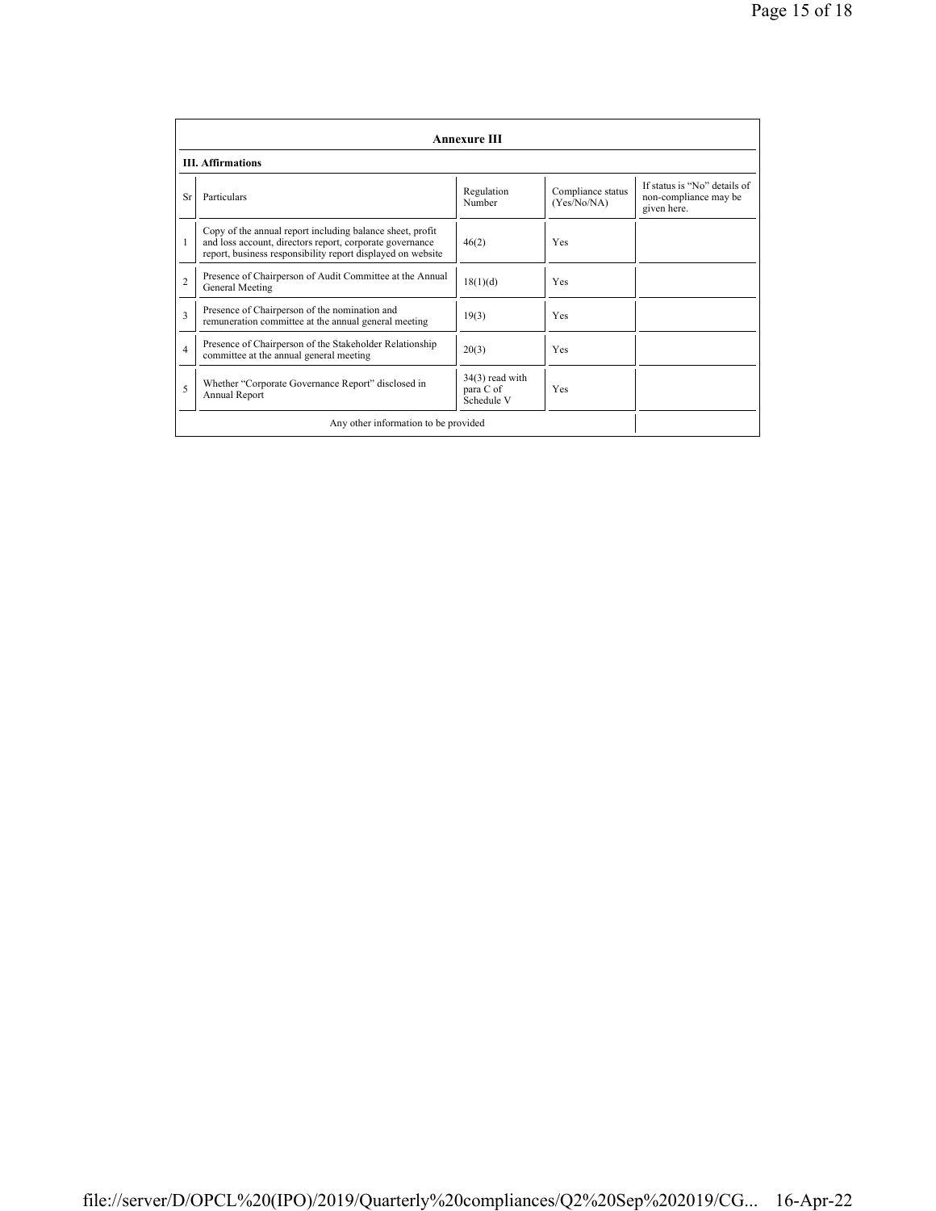## Annexure III

### III. Affirmations

| Sr | Particulars | Regulation Number | Compliance status (Yes/No/NA) | If status is "No" details of non-compliance may be given here. |
|---|---|---|---|---|
| 1 | Copy of the annual report including balance sheet, profit and loss account, directors report, corporate governance report, business responsibility report displayed on website | 46(2) | Yes | |
| 2 | Presence of Chairperson of Audit Committee at the Annual General Meeting | 18(1)(d) | Yes | |
| 3 | Presence of Chairperson of the nomination and remuneration committee at the annual general meeting | 19(3) | Yes | |
| 4 | Presence of Chairperson of the Stakeholder Relationship committee at the annual general meeting | 20(3) | Yes | |
| 5 | Whether "Corporate Governance Report" disclosed in Annual Report | 34(3) read with para C of Schedule V | Yes | |
| | Any other information to be provided | | | |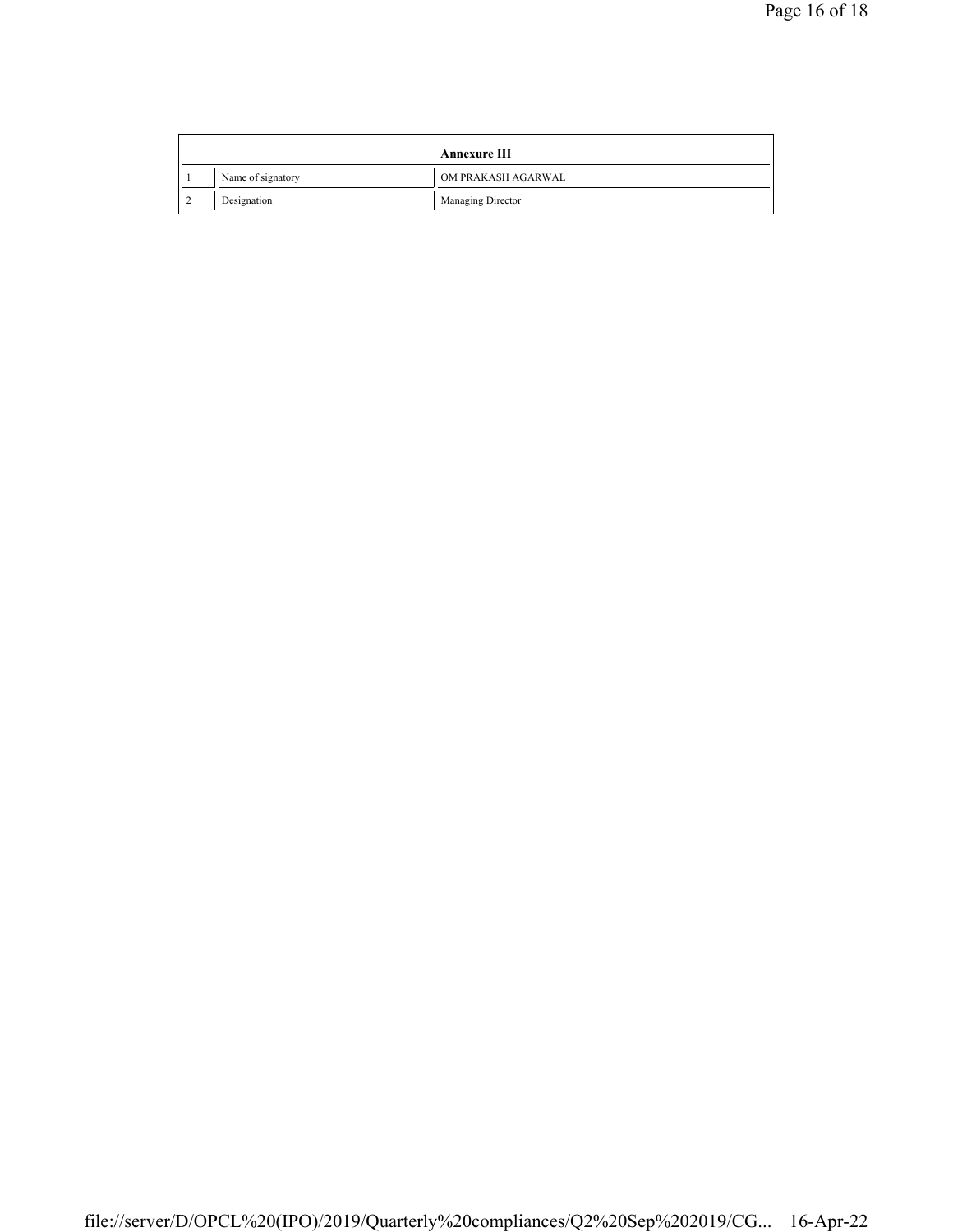| Annexure III | | |
|---|---|---|
| 1 | Name of signatory | OM PRAKASH AGARWAL |
| 2 | Designation | Managing Director |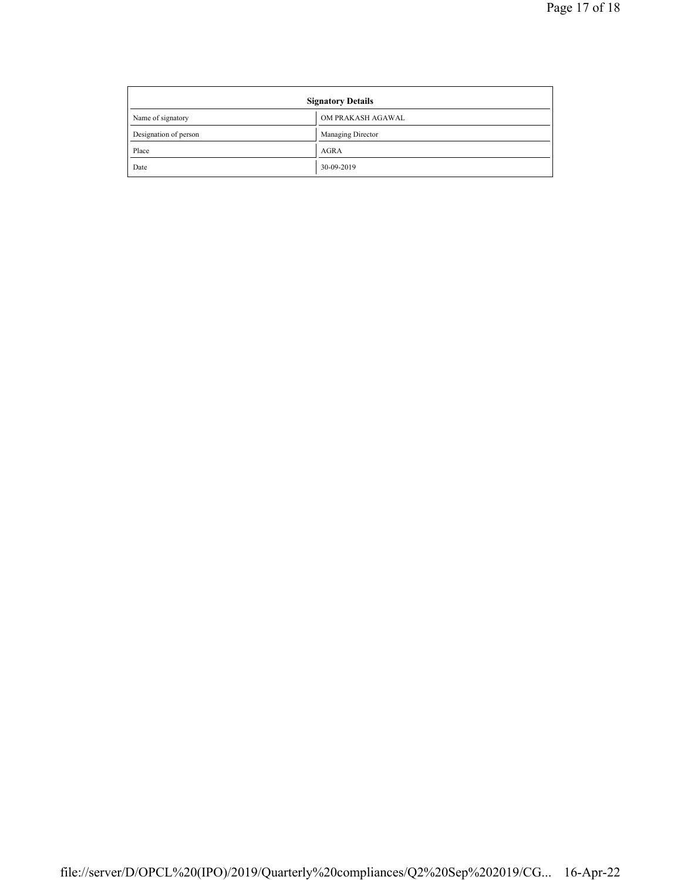| Signatory Details | |
|---|---|
| Name of signatory | OM PRAKASH AGAWAL |
| Designation of person | Managing Director |
| Place | AGRA |
| Date | 30-09-2019 |